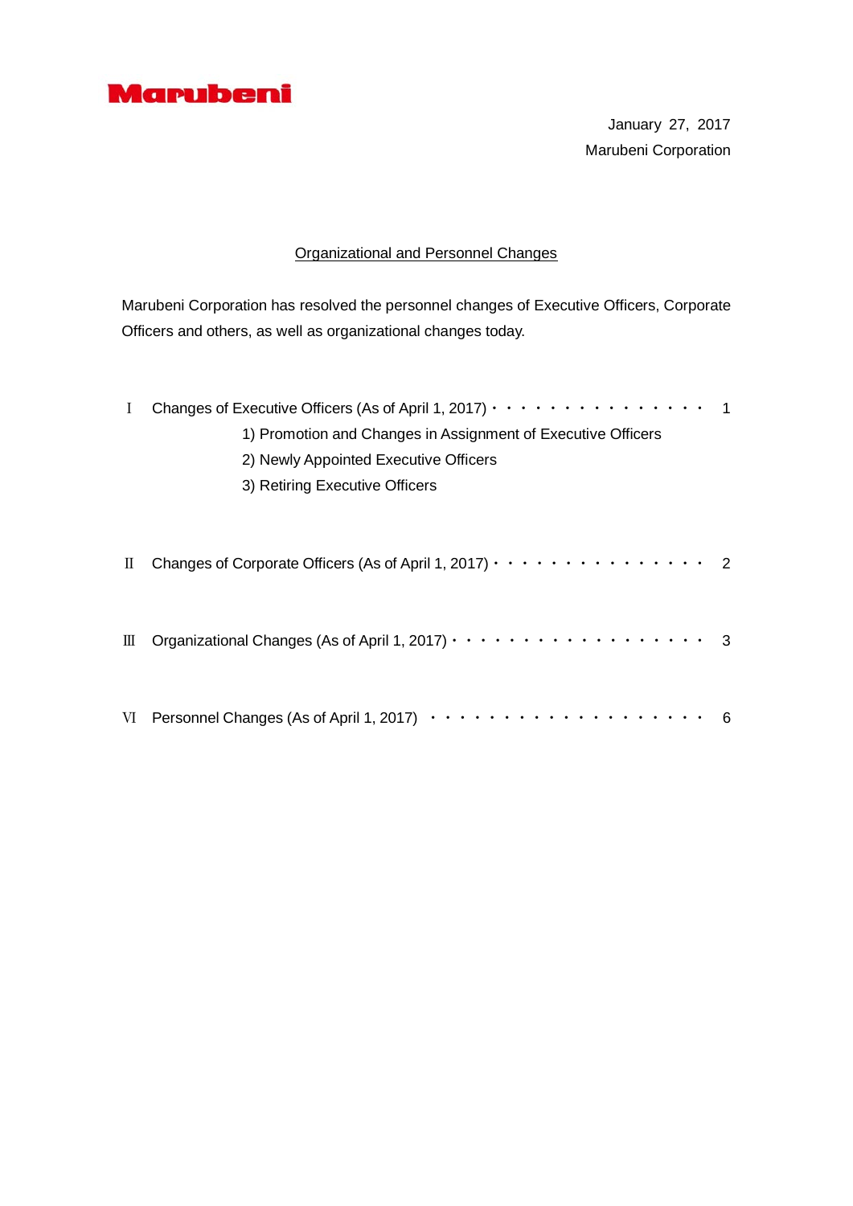Marubeni

January 27, 2017
Marubeni Corporation

# Organizational and Personnel Changes

Marubeni Corporation has resolved the personnel changes of Executive Officers, Corporate Officers and others, as well as organizational changes today.

Ⅰ Changes of Executive Officers (As of April 1, 2017) ・・・・・・・・・・・・・・・ 1

1) Promotion and Changes in Assignment of Executive Officers
2) Newly Appointed Executive Officers
3) Retiring Executive Officers

Ⅱ Changes of Corporate Officers (As of April 1, 2017) ・・・・・・・・・・・・・・・ 2

Ⅲ Organizational Changes (As of April 1, 2017) ・・・・・・・・・・・・・・・・・ 3

Ⅵ Personnel Changes (As of April 1, 2017) ・・・・・・・・・・・・・・・・・・・ 6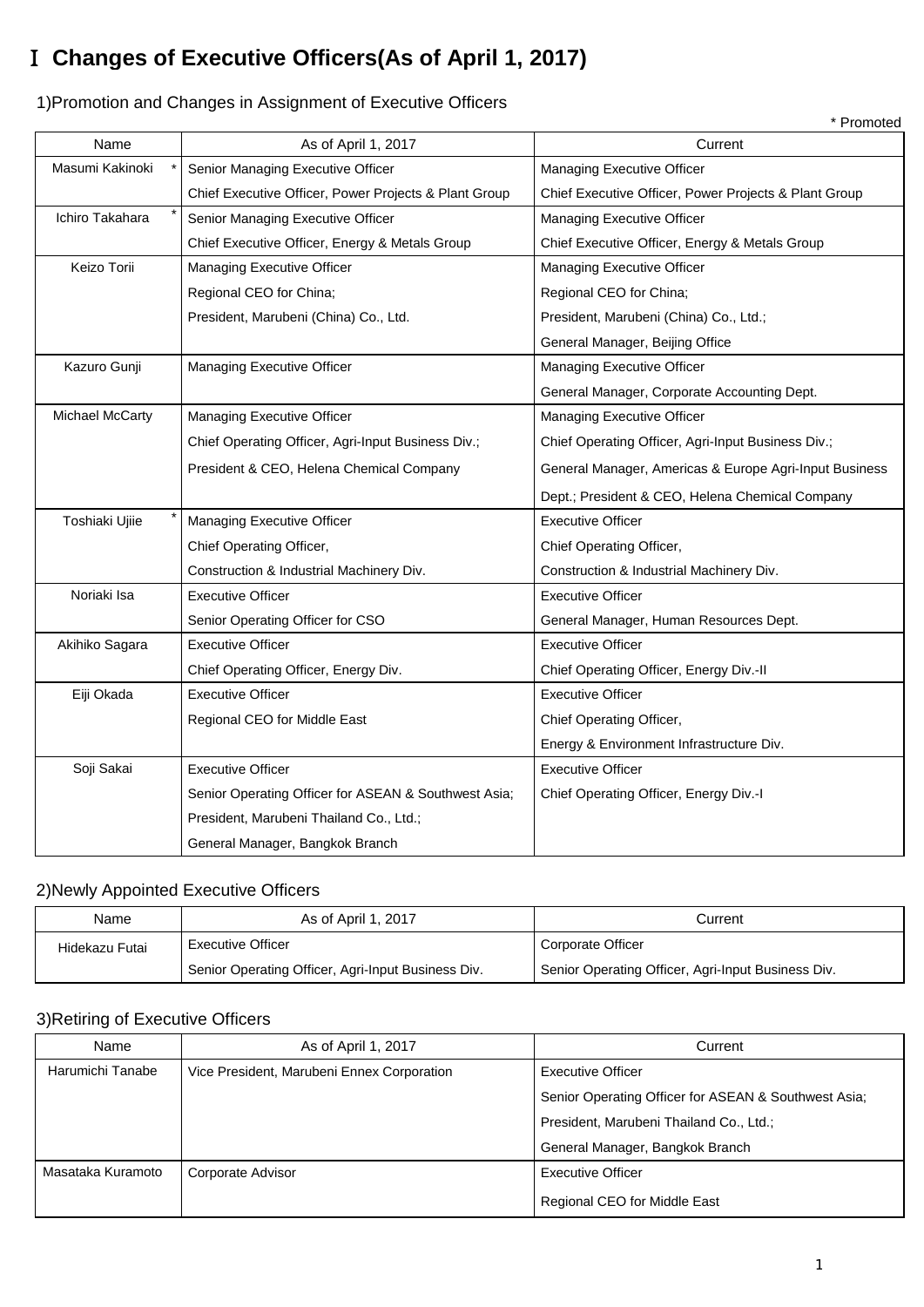# Ⅰ Changes of Executive Officers(As of April 1, 2017)

## 1)Promotion and Changes in Assignment of Executive Officers

\* Promoted

| Name | As of April 1, 2017 | Current |
|---|---|---|
| Masumi Kakinoki * | Senior Managing Executive Officer<br>Chief Executive Officer, Power Projects & Plant Group | Managing Executive Officer<br>Chief Executive Officer, Power Projects & Plant Group |
| Ichiro Takahara * | Senior Managing Executive Officer<br>Chief Executive Officer, Energy & Metals Group | Managing Executive Officer<br>Chief Executive Officer, Energy & Metals Group |
| Keizo Torii | Managing Executive Officer<br>Regional CEO for China;<br>President, Marubeni (China) Co., Ltd. | Managing Executive Officer<br>Regional CEO for China;<br>President, Marubeni (China) Co., Ltd.;<br>General Manager, Beijing Office |
| Kazuro Gunji | Managing Executive Officer | Managing Executive Officer<br>General Manager, Corporate Accounting Dept. |
| Michael McCarty | Managing Executive Officer<br>Chief Operating Officer, Agri-Input Business Div.;<br>President & CEO, Helena Chemical Company | Managing Executive Officer<br>Chief Operating Officer, Agri-Input Business Div.;<br>General Manager, Americas & Europe Agri-Input Business Dept.; President & CEO, Helena Chemical Company |
| Toshiaki Ujiie * | Managing Executive Officer<br>Chief Operating Officer,<br>Construction & Industrial Machinery Div. | Executive Officer<br>Chief Operating Officer,<br>Construction & Industrial Machinery Div. |
| Noriaki Isa | Executive Officer<br>Senior Operating Officer for CSO | Executive Officer<br>General Manager, Human Resources Dept. |
| Akihiko Sagara | Executive Officer<br>Chief Operating Officer, Energy Div. | Executive Officer<br>Chief Operating Officer, Energy Div.-II |
| Eiji Okada | Executive Officer<br>Regional CEO for Middle East | Executive Officer<br>Chief Operating Officer,<br>Energy & Environment Infrastructure Div. |
| Soji Sakai | Executive Officer<br>Senior Operating Officer for ASEAN & Southwest Asia;<br>President, Marubeni Thailand Co., Ltd.;<br>General Manager, Bangkok Branch | Executive Officer<br>Chief Operating Officer, Energy Div.-I |

## 2)Newly Appointed Executive Officers

| Name | As of April 1, 2017 | Current |
|---|---|---|
| Hidekazu Futai | Executive Officer<br>Senior Operating Officer, Agri-Input Business Div. | Corporate Officer<br>Senior Operating Officer, Agri-Input Business Div. |

## 3)Retiring of Executive Officers

| Name | As of April 1, 2017 | Current |
|---|---|---|
| Harumichi Tanabe | Vice President, Marubeni Ennex Corporation | Executive Officer<br>Senior Operating Officer for ASEAN & Southwest Asia;<br>President, Marubeni Thailand Co., Ltd.;<br>General Manager, Bangkok Branch |
| Masataka Kuramoto | Corporate Advisor | Executive Officer<br>Regional CEO for Middle East |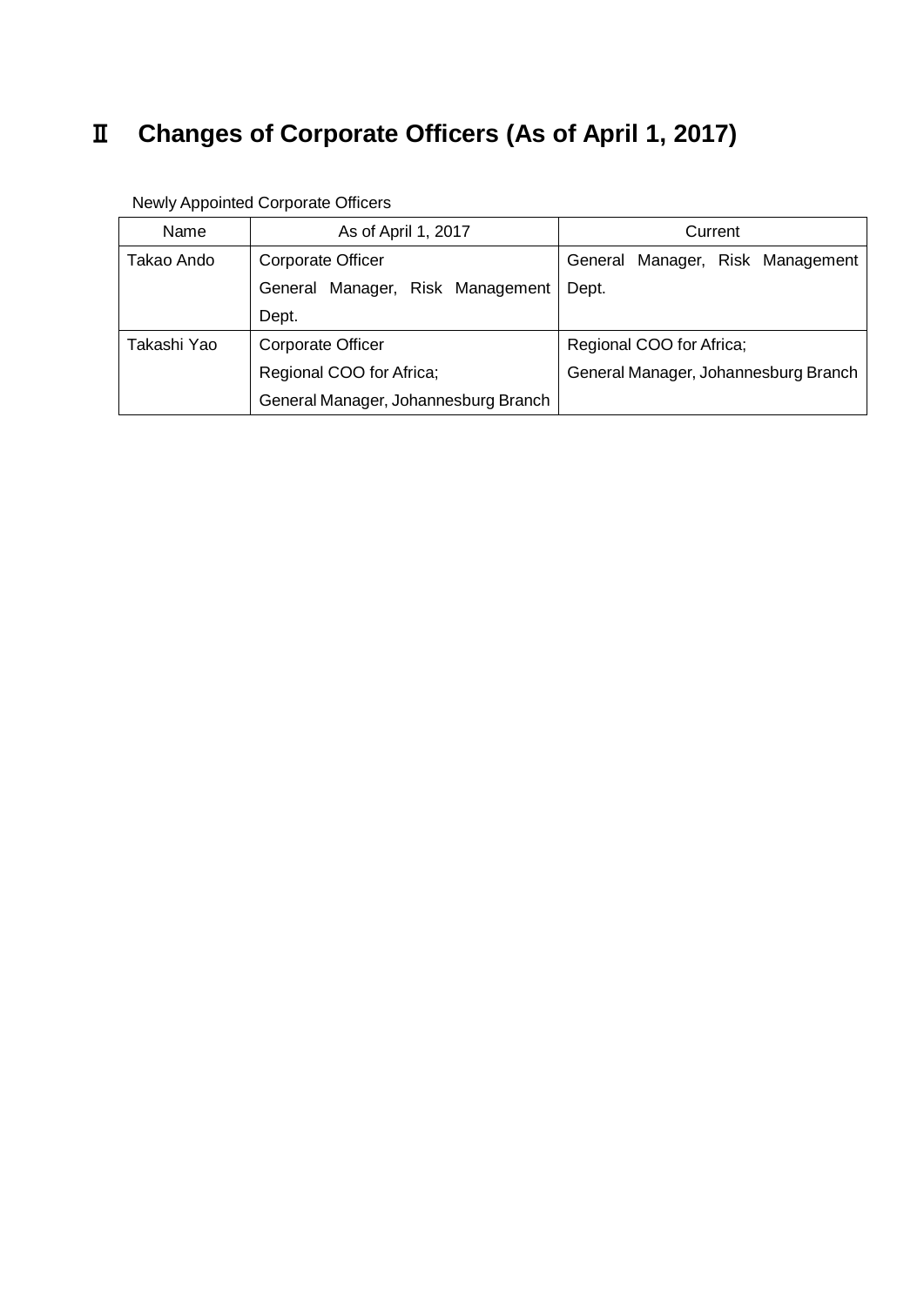# Ⅱ Changes of Corporate Officers (As of April 1, 2017)

Newly Appointed Corporate Officers

| Name | As of April 1, 2017 | Current |
|---|---|---|
| Takao Ando | Corporate Officer<br>General Manager, Risk Management Dept. | General Manager, Risk Management Dept. |
| Takashi Yao | Corporate Officer<br>Regional COO for Africa;<br>General Manager, Johannesburg Branch | Regional COO for Africa;<br>General Manager, Johannesburg Branch |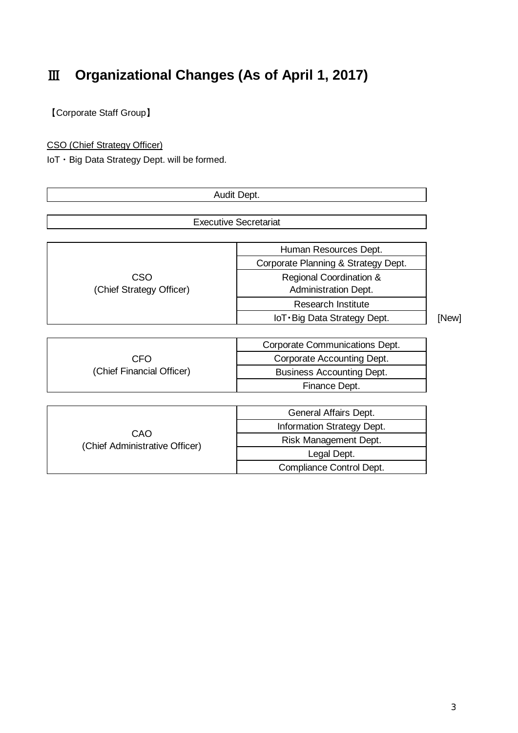# Ⅲ　Organizational Changes (As of April 1, 2017)

【Corporate Staff Group】

<u>CSO (Chief Strategy Officer)</u>

IoT・Big Data Strategy Dept. will be formed.

| Audit Dept. | | |
|---|---|---|
| Executive Secretariat | | |
| CSO (Chief Strategy Officer) | Human Resources Dept. | |
| | Corporate Planning & Strategy Dept. | |
| | Regional Coordination & Administration Dept. | |
| | Research Institute | |
| | IoT・Big Data Strategy Dept. | [New] |
| CFO (Chief Financial Officer) | Corporate Communications Dept. | |
| | Corporate Accounting Dept. | |
| | Business Accounting Dept. | |
| | Finance Dept. | |
| CAO (Chief Administrative Officer) | General Affairs Dept. | |
| | Information Strategy Dept. | |
| | Risk Management Dept. | |
| | Legal Dept. | |
| | Compliance Control Dept. | |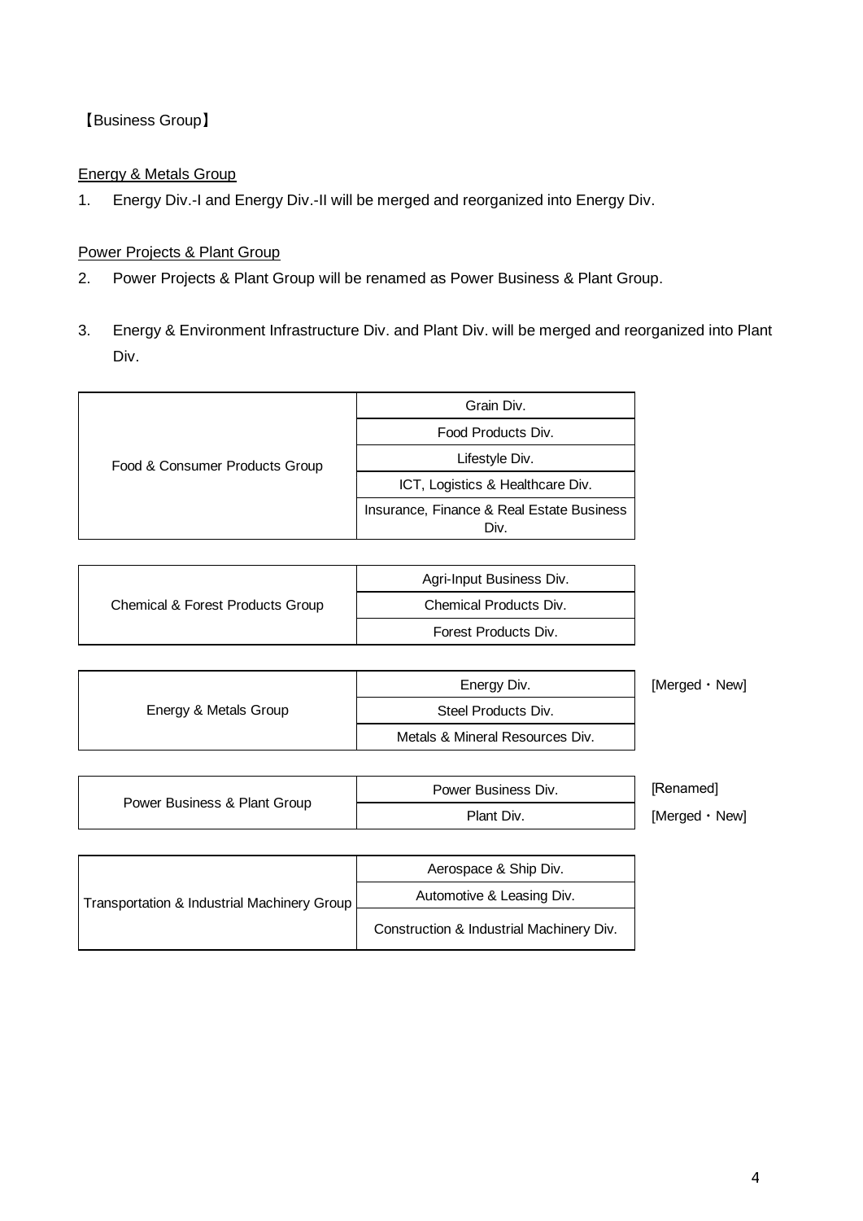【Business Group】

Energy & Metals Group

1. Energy Div.-I and Energy Div.-II will be merged and reorganized into Energy Div.

Power Projects & Plant Group

2. Power Projects & Plant Group will be renamed as Power Business & Plant Group.

3. Energy & Environment Infrastructure Div. and Plant Div. will be merged and reorganized into Plant Div.

| Group | Division | Note |
|---|---|---|
| Food & Consumer Products Group | Grain Div. | |
| | Food Products Div. | |
| | Lifestyle Div. | |
| | ICT, Logistics & Healthcare Div. | |
| | Insurance, Finance & Real Estate Business Div. | |

| Group | Division | Note |
|---|---|---|
| Chemical & Forest Products Group | Agri-Input Business Div. | |
| | Chemical Products Div. | |
| | Forest Products Div. | |

| Group | Division | Note |
|---|---|---|
| Energy & Metals Group | Energy Div. | [Merged・New] |
| | Steel Products Div. | |
| | Metals & Mineral Resources Div. | |

| Group | Division | Note |
|---|---|---|
| Power Business & Plant Group | Power Business Div. | [Renamed] |
| | Plant Div. | [Merged・New] |

| Group | Division | Note |
|---|---|---|
| Transportation & Industrial Machinery Group | Aerospace & Ship Div. | |
| | Automotive & Leasing Div. | |
| | Construction & Industrial Machinery Div. | |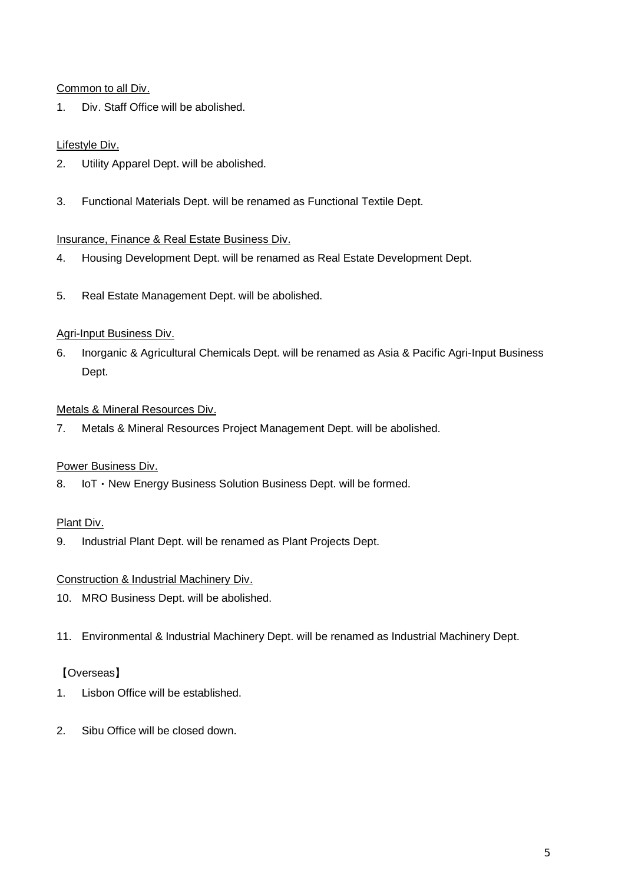Common to all Div.

1. Div. Staff Office will be abolished.

Lifestyle Div.

2. Utility Apparel Dept. will be abolished.

3. Functional Materials Dept. will be renamed as Functional Textile Dept.

Insurance, Finance & Real Estate Business Div.

4. Housing Development Dept. will be renamed as Real Estate Development Dept.

5. Real Estate Management Dept. will be abolished.

Agri-Input Business Div.

6. Inorganic & Agricultural Chemicals Dept. will be renamed as Asia & Pacific Agri-Input Business Dept.

Metals & Mineral Resources Div.

7. Metals & Mineral Resources Project Management Dept. will be abolished.

Power Business Div.

8. IoT・New Energy Business Solution Business Dept. will be formed.

Plant Div.

9. Industrial Plant Dept. will be renamed as Plant Projects Dept.

Construction & Industrial Machinery Div.

10. MRO Business Dept. will be abolished.

11. Environmental & Industrial Machinery Dept. will be renamed as Industrial Machinery Dept.

【Overseas】

1. Lisbon Office will be established.

2. Sibu Office will be closed down.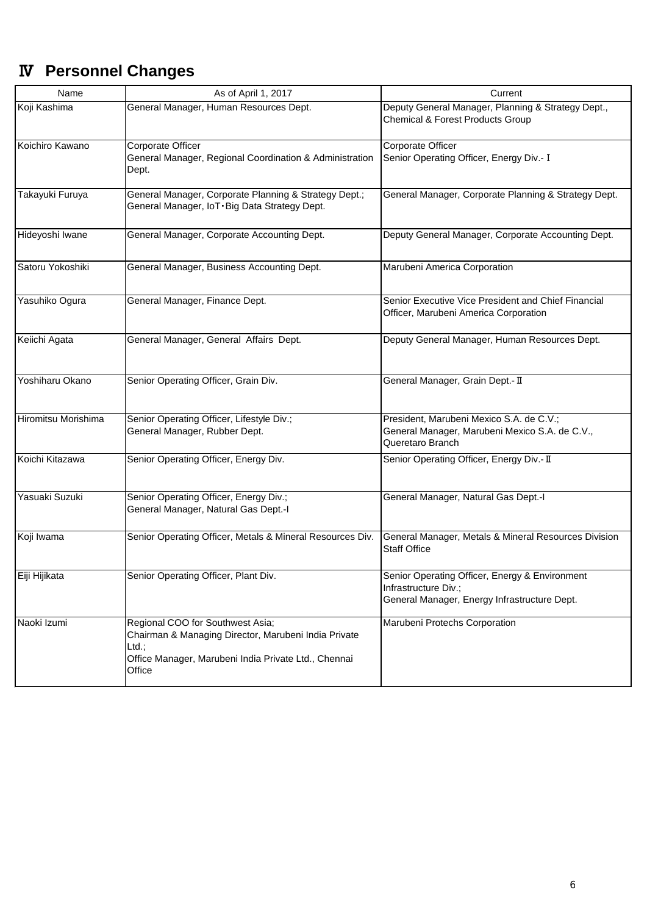# Ⅳ Personnel Changes

| Name | As of April 1, 2017 | Current |
|---|---|---|
| Koji Kashima | General Manager, Human Resources Dept. | Deputy General Manager, Planning & Strategy Dept., Chemical & Forest Products Group |
| Koichiro Kawano | Corporate Officer<br>General Manager, Regional Coordination & Administration Dept. | Corporate Officer<br>Senior Operating Officer, Energy Div.- I |
| Takayuki Furuya | General Manager, Corporate Planning & Strategy Dept.;<br>General Manager, IoT･Big Data Strategy Dept. | General Manager, Corporate Planning & Strategy Dept. |
| Hideyoshi Iwane | General Manager, Corporate Accounting Dept. | Deputy General Manager, Corporate Accounting Dept. |
| Satoru Yokoshiki | General Manager, Business Accounting Dept. | Marubeni America Corporation |
| Yasuhiko Ogura | General Manager, Finance Dept. | Senior Executive Vice President and Chief Financial Officer, Marubeni America Corporation |
| Keiichi Agata | General Manager, General Affairs Dept. | Deputy General Manager, Human Resources Dept. |
| Yoshiharu Okano | Senior Operating Officer, Grain Div. | General Manager, Grain Dept.- Ⅱ |
| Hiromitsu Morishima | Senior Operating Officer, Lifestyle Div.;<br>General Manager, Rubber Dept. | President, Marubeni Mexico S.A. de C.V.;<br>General Manager, Marubeni Mexico S.A. de C.V., Queretaro Branch |
| Koichi Kitazawa | Senior Operating Officer, Energy Div. | Senior Operating Officer, Energy Div.- Ⅱ |
| Yasuaki Suzuki | Senior Operating Officer, Energy Div.;<br>General Manager, Natural Gas Dept.-I | General Manager, Natural Gas Dept.-I |
| Koji Iwama | Senior Operating Officer, Metals & Mineral Resources Div. | General Manager, Metals & Mineral Resources Division Staff Office |
| Eiji Hijikata | Senior Operating Officer, Plant Div. | Senior Operating Officer, Energy & Environment Infrastructure Div.;<br>General Manager, Energy Infrastructure Dept. |
| Naoki Izumi | Regional COO for Southwest Asia;<br>Chairman & Managing Director, Marubeni India Private Ltd.;<br>Office Manager, Marubeni India Private Ltd., Chennai Office | Marubeni Protechs Corporation |